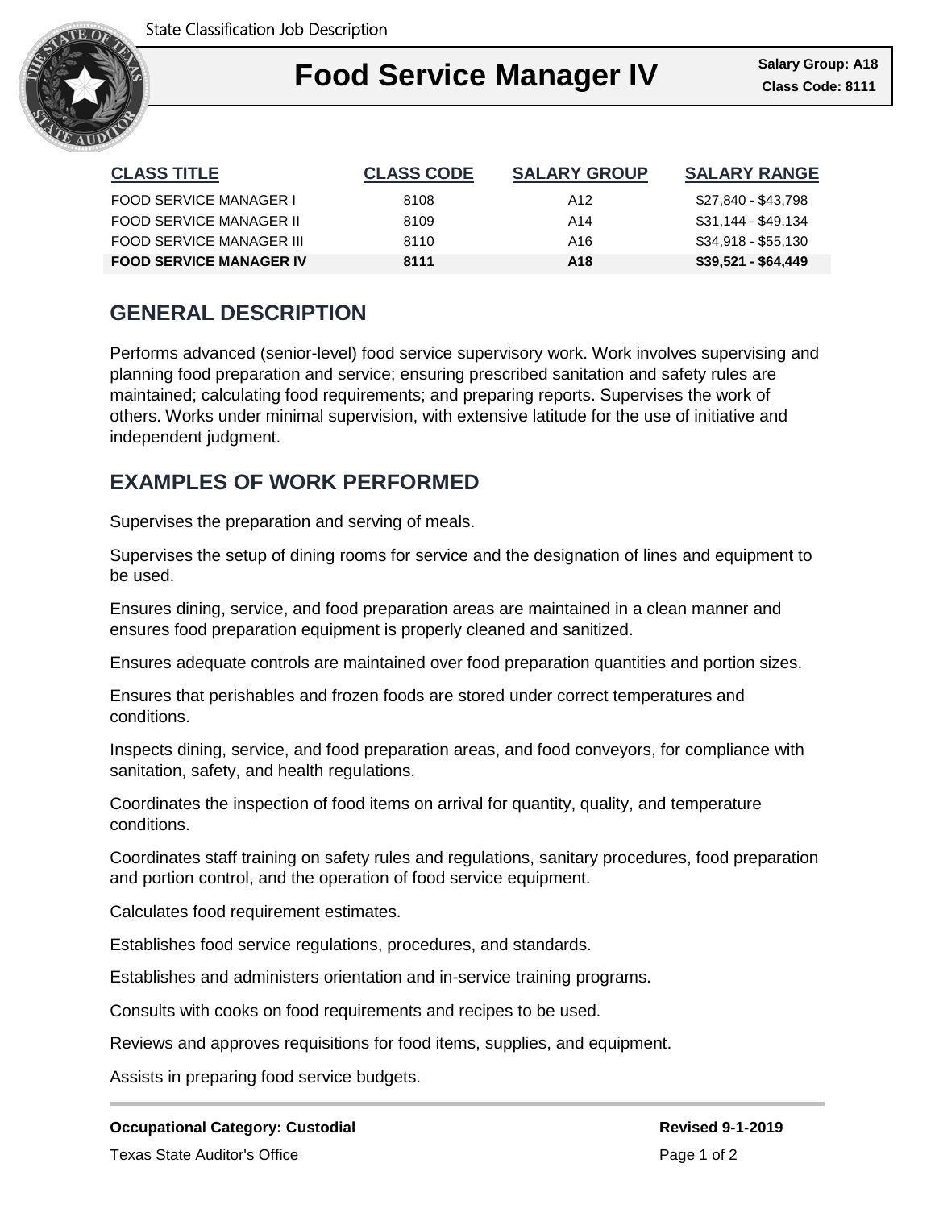State Classification Job Description

# Food Service Manager IV

**Salary Group: A18**
**Class Code: 8111**

| CLASS TITLE | CLASS CODE | SALARY GROUP | SALARY RANGE |
|---|---|---|---|
| FOOD SERVICE MANAGER I | 8108 | A12 | $27,840 - $43,798 |
| FOOD SERVICE MANAGER II | 8109 | A14 | $31,144 - $49,134 |
| FOOD SERVICE MANAGER III | 8110 | A16 | $34,918 - $55,130 |
| **FOOD SERVICE MANAGER IV** | **8111** | **A18** | **$39,521 - $64,449** |

## GENERAL DESCRIPTION

Performs advanced (senior-level) food service supervisory work. Work involves supervising and planning food preparation and service; ensuring prescribed sanitation and safety rules are maintained; calculating food requirements; and preparing reports. Supervises the work of others. Works under minimal supervision, with extensive latitude for the use of initiative and independent judgment.

## EXAMPLES OF WORK PERFORMED

Supervises the preparation and serving of meals.

Supervises the setup of dining rooms for service and the designation of lines and equipment to be used.

Ensures dining, service, and food preparation areas are maintained in a clean manner and ensures food preparation equipment is properly cleaned and sanitized.

Ensures adequate controls are maintained over food preparation quantities and portion sizes.

Ensures that perishables and frozen foods are stored under correct temperatures and conditions.

Inspects dining, service, and food preparation areas, and food conveyors, for compliance with sanitation, safety, and health regulations.

Coordinates the inspection of food items on arrival for quantity, quality, and temperature conditions.

Coordinates staff training on safety rules and regulations, sanitary procedures, food preparation and portion control, and the operation of food service equipment.

Calculates food requirement estimates.

Establishes food service regulations, procedures, and standards.

Establishes and administers orientation and in-service training programs.

Consults with cooks on food requirements and recipes to be used.

Reviews and approves requisitions for food items, supplies, and equipment.

Assists in preparing food service budgets.

**Occupational Category: Custodial**

**Revised 9-1-2019**

Texas State Auditor's Office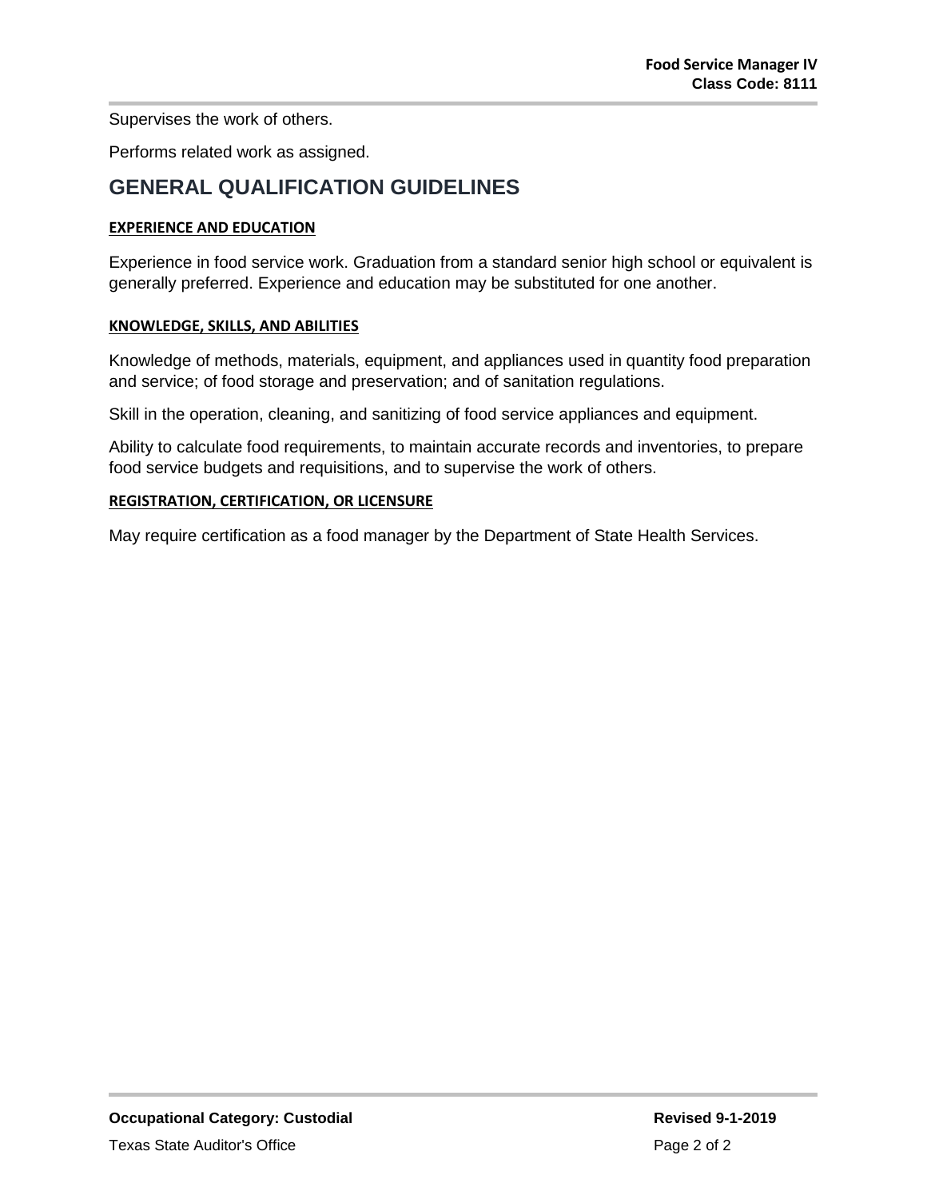Supervises the work of others.

Performs related work as assigned.

## GENERAL QUALIFICATION GUIDELINES

### EXPERIENCE AND EDUCATION

Experience in food service work. Graduation from a standard senior high school or equivalent is generally preferred. Experience and education may be substituted for one another.

### KNOWLEDGE, SKILLS, AND ABILITIES

Knowledge of methods, materials, equipment, and appliances used in quantity food preparation and service; of food storage and preservation; and of sanitation regulations.

Skill in the operation, cleaning, and sanitizing of food service appliances and equipment.

Ability to calculate food requirements, to maintain accurate records and inventories, to prepare food service budgets and requisitions, and to supervise the work of others.

### REGISTRATION, CERTIFICATION, OR LICENSURE

May require certification as a food manager by the Department of State Health Services.